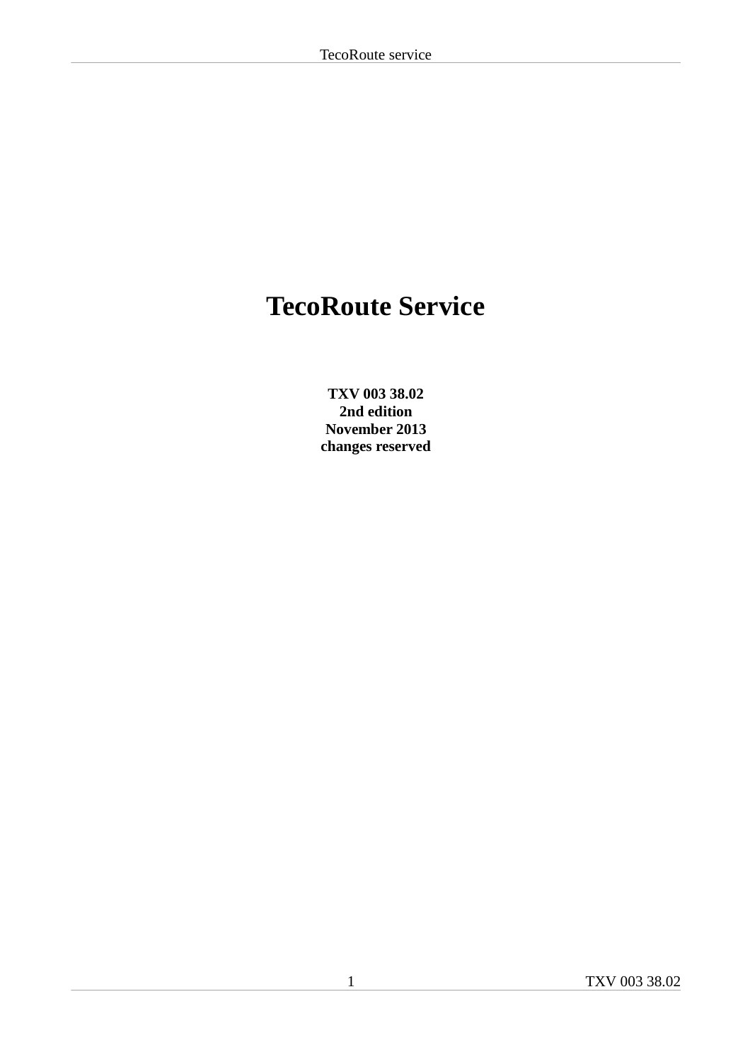# TecoRoute Service

**TXV 003 38.02**
**2nd edition**
**November 2013**
**changes reserved**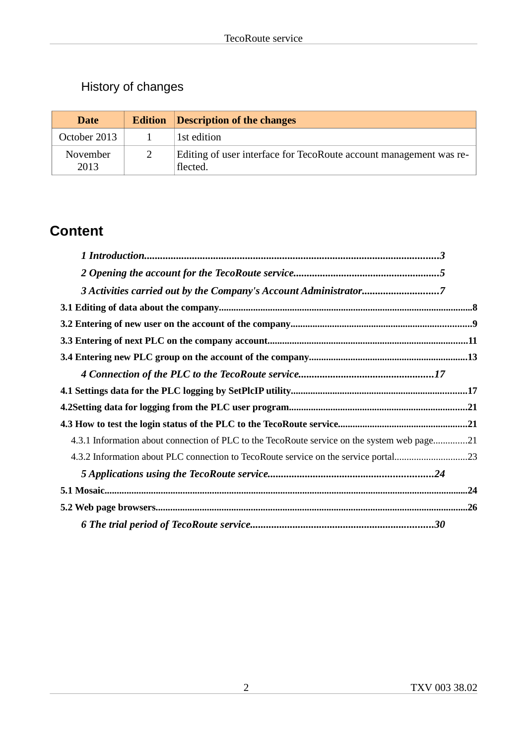## History of changes

| Date | Edition | Description of the changes |
|---|---|---|
| October 2013 | 1 | 1st edition |
| November 2013 | 2 | Editing of user interface for TecoRoute account management was reflected. |

# Content

*1 Introduction.....3*

*2 Opening the account for the TecoRoute service.....5*

*3 Activities carried out by the Company's Account Administrator.....7*

**3.1 Editing of data about the company.....8**

**3.2 Entering of new user on the account of the company.....9**

**3.3 Entering of next PLC on the company account.....11**

**3.4 Entering new PLC group on the account of the company.....13**

*4 Connection of the PLC to the TecoRoute service.....17*

**4.1 Settings data for the PLC logging by SetPlcIP utility.....17**

**4.2Setting data for logging from the PLC user program.....21**

**4.3 How to test the login status of the PLC to the TecoRoute service.....21**

4.3.1 Information about connection of PLC to the TecoRoute service on the system web page.....21

4.3.2 Information about PLC connection to TecoRoute service on the service portal.....23

*5 Applications using the TecoRoute service.....24*

**5.1 Mosaic.....24**

**5.2 Web page browsers.....26**

*6 The trial period of TecoRoute service.....30*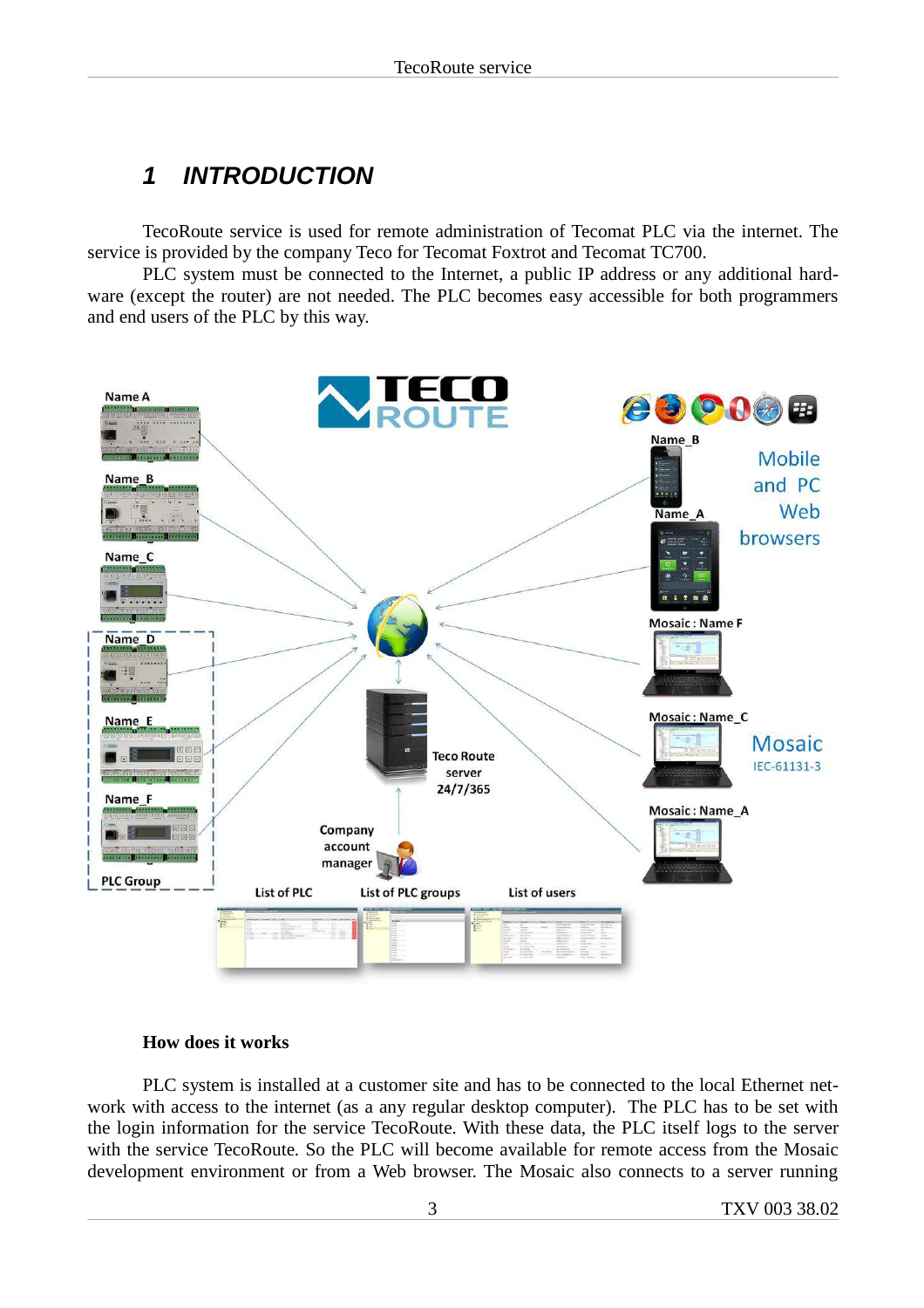# 1 INTRODUCTION

TecoRoute service is used for remote administration of Tecomat PLC via the internet. The service is provided by the company Teco for Tecomat Foxtrot and Tecomat TC700.

PLC system must be connected to the Internet, a public IP address or any additional hardware (except the router) are not needed. The PLC becomes easy accessible for both programmers and end users of the PLC by this way.

**How does it works**

PLC system is installed at a customer site and has to be connected to the local Ethernet network with access to the internet (as a any regular desktop computer). The PLC has to be set with the login information for the service TecoRoute. With these data, the PLC itself logs to the server with the service TecoRoute. So the PLC will become available for remote access from the Mosaic development environment or from a Web browser. The Mosaic also connects to a server running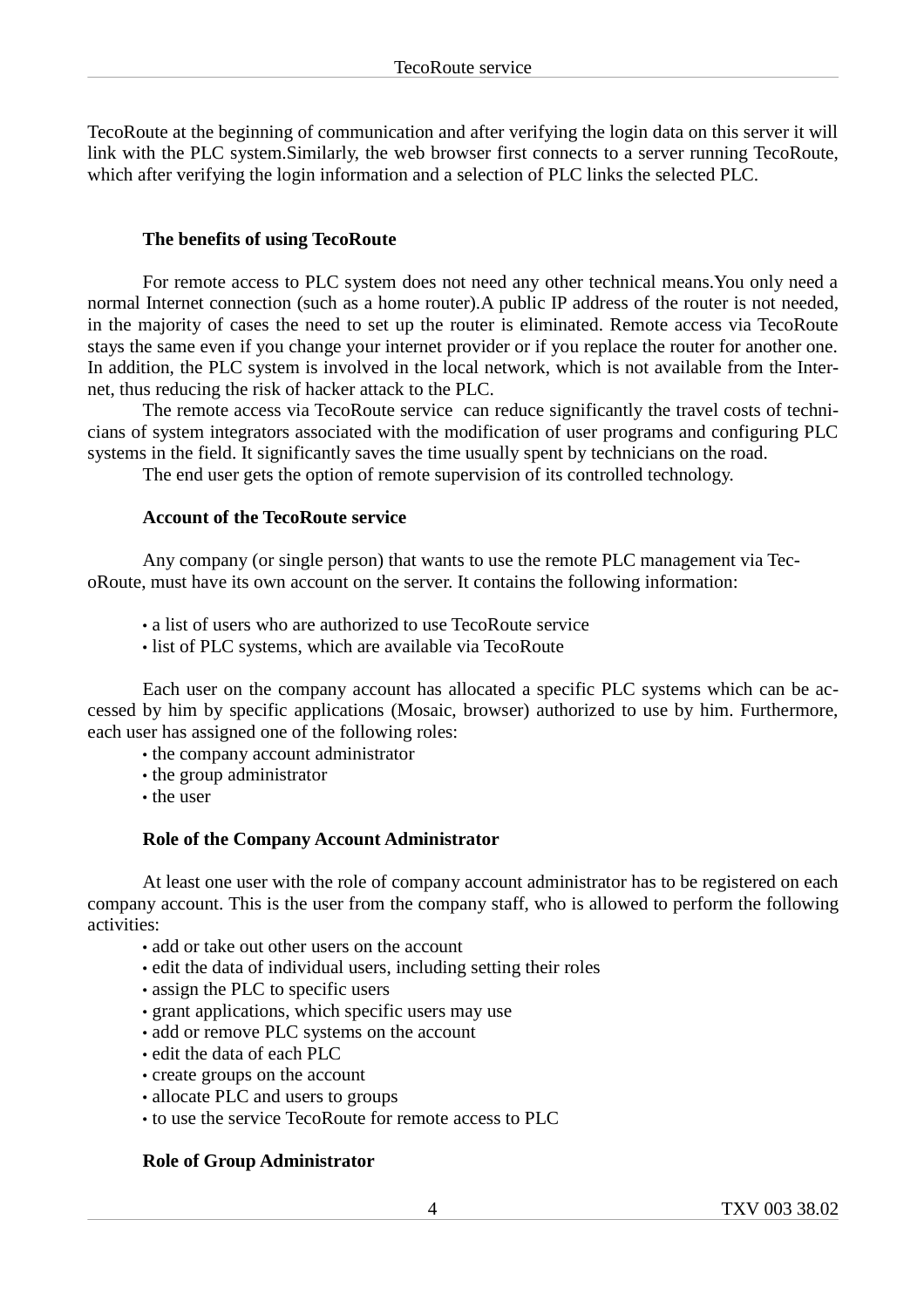TecoRoute at the beginning of communication and after verifying the login data on this server it will link with the PLC system.Similarly, the web browser first connects to a server running TecoRoute, which after verifying the login information and a selection of PLC links the selected PLC.

### The benefits of using TecoRoute

For remote access to PLC system does not need any other technical means.You only need a normal Internet connection (such as a home router).A public IP address of the router is not needed, in the majority of cases the need to set up the router is eliminated. Remote access via TecoRoute stays the same even if you change your internet provider or if you replace the router for another one. In addition, the PLC system is involved in the local network, which is not available from the Internet, thus reducing the risk of hacker attack to the PLC.

The remote access via TecoRoute service can reduce significantly the travel costs of technicians of system integrators associated with the modification of user programs and configuring PLC systems in the field. It significantly saves the time usually spent by technicians on the road.

The end user gets the option of remote supervision of its controlled technology.

### Account of the TecoRoute service

Any company (or single person) that wants to use the remote PLC management via TecoRoute, must have its own account on the server. It contains the following information:

- a list of users who are authorized to use TecoRoute service
- list of PLC systems, which are available via TecoRoute

Each user on the company account has allocated a specific PLC systems which can be accessed by him by specific applications (Mosaic, browser) authorized to use by him. Furthermore, each user has assigned one of the following roles:

- the company account administrator
- the group administrator
- the user

### Role of the Company Account Administrator

At least one user with the role of company account administrator has to be registered on each company account. This is the user from the company staff, who is allowed to perform the following activities:

- add or take out other users on the account
- edit the data of individual users, including setting their roles
- assign the PLC to specific users
- grant applications, which specific users may use
- add or remove PLC systems on the account
- edit the data of each PLC
- create groups on the account
- allocate PLC and users to groups
- to use the service TecoRoute for remote access to PLC

### Role of Group Administrator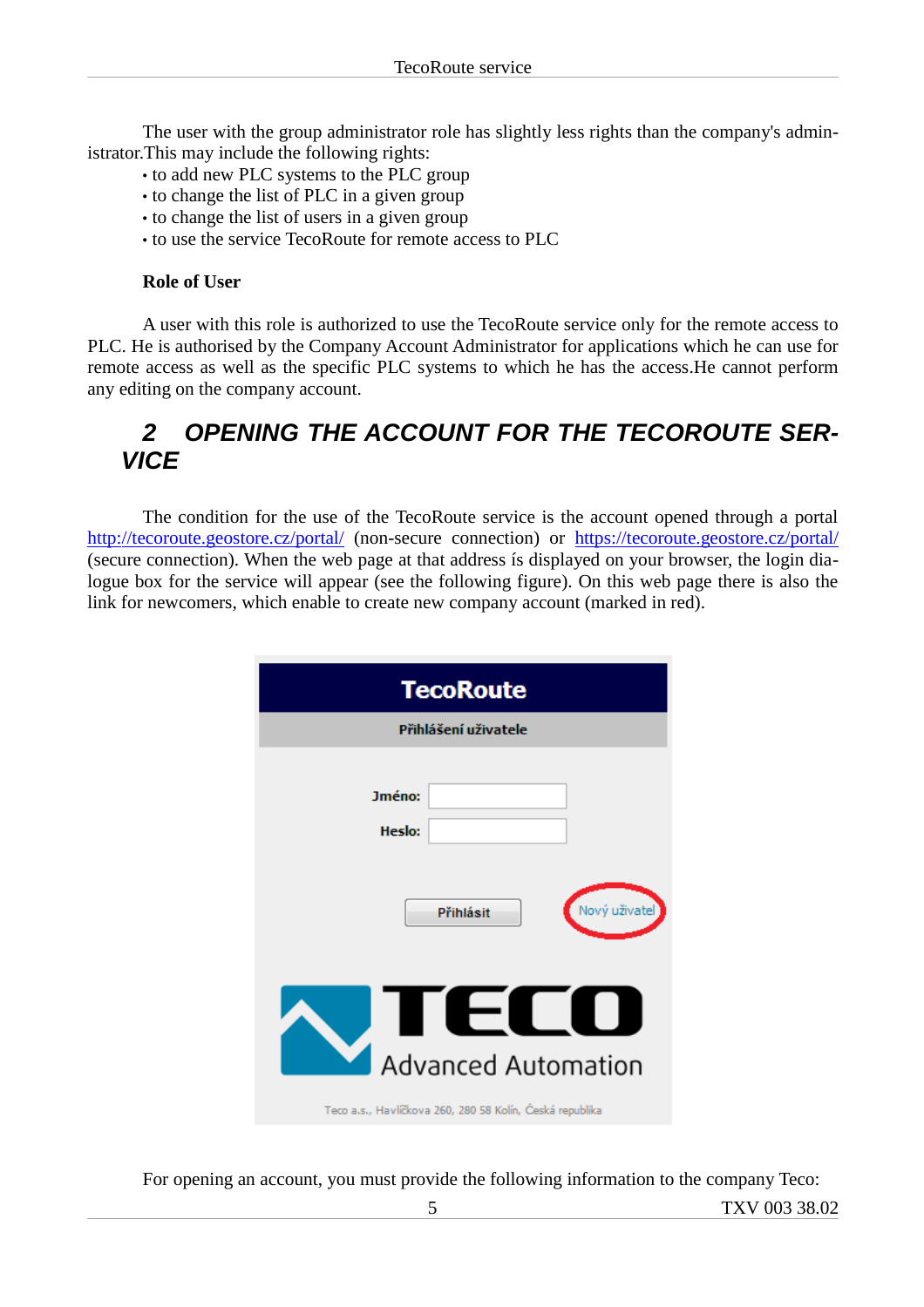The user with the group administrator role has slightly less rights than the company's administrator.This may include the following rights:

- to add new PLC systems to the PLC group
- to change the list of PLC in a given group
- to change the list of users in a given group
- to use the service TecoRoute for remote access to PLC

**Role of User**

A user with this role is authorized to use the TecoRoute service only for the remote access to PLC. He is authorised by the Company Account Administrator for applications which he can use for remote access as well as the specific PLC systems to which he has the access.He cannot perform any editing on the company account.

# 2 OPENING THE ACCOUNT FOR THE TECOROUTE SERVICE

The condition for the use of the TecoRoute service is the account opened through a portal http://tecoroute.geostore.cz/portal/ (non-secure connection) or https://tecoroute.geostore.cz/portal/ (secure connection). When the web page at that address ís displayed on your browser, the login dialogue box for the service will appear (see the following figure). On this web page there is also the link for newcomers, which enable to create new company account (marked in red).

For opening an account, you must provide the following information to the company Teco: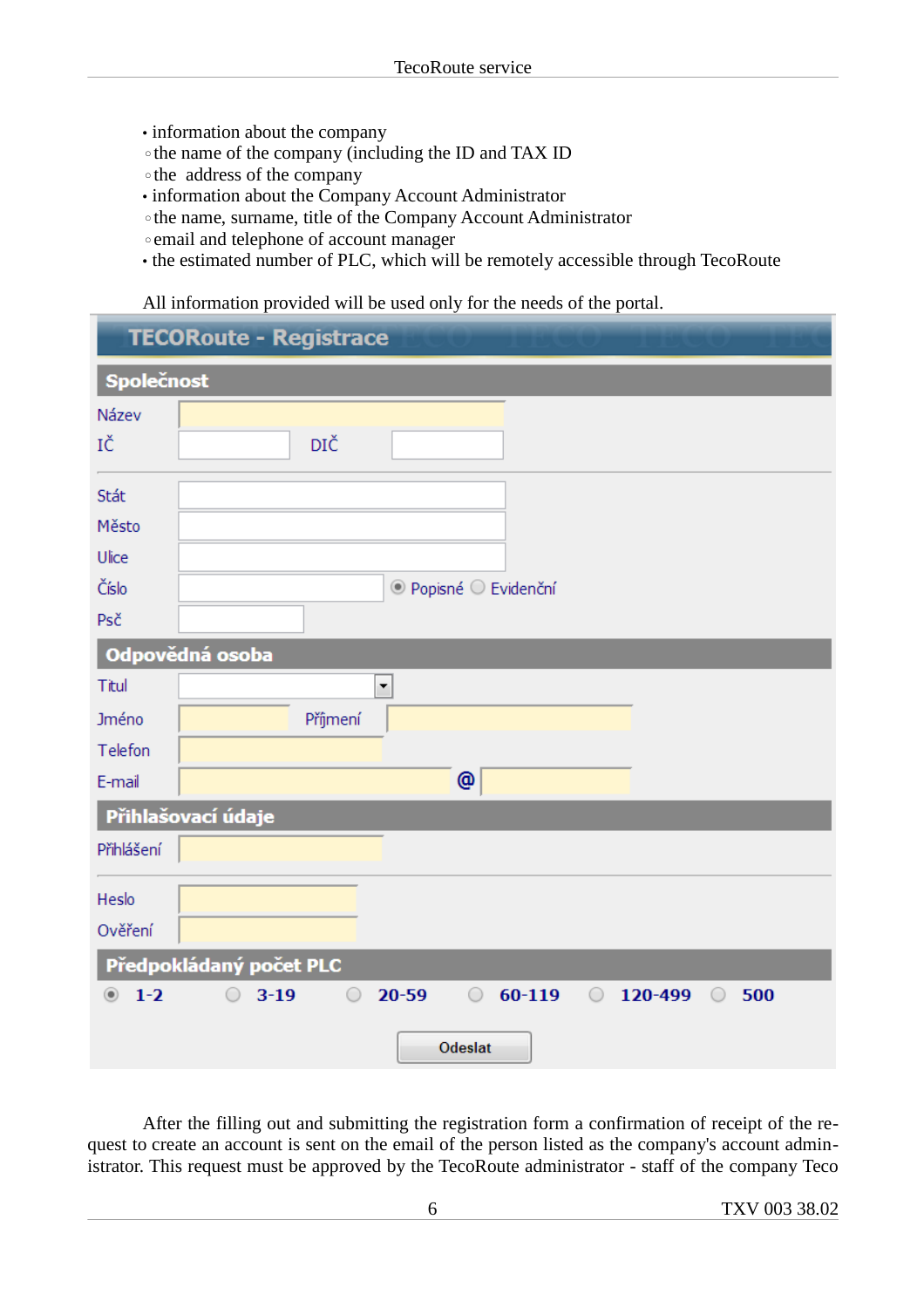- information about the company
  - the name of the company (including the ID and TAX ID
  - the address of the company
- information about the Company Account Administrator
  - the name, surname, title of the Company Account Administrator
  - email and telephone of account manager
- the estimated number of PLC, which will be remotely accessible through TecoRoute

All information provided will be used only for the needs of the portal.

**TECORoute - Registrace**

**Společnost**

Název

IČ DIČ

Stát

Město

Ulice

Číslo ◉ Popisné ○ Evidenční

Psč

**Odpovědná osoba**

Titul

Jméno Příjmení

Telefon

E-mail @

**Přihlašovací údaje**

Přihlášení

Heslo

Ověření

**Předpokládaný počet PLC**

◉ 1-2 ○ 3-19 ○ 20-59 ○ 60-119 ○ 120-499 ○ 500

Odeslat

After the filling out and submitting the registration form a confirmation of receipt of the request to create an account is sent on the email of the person listed as the company's account administrator. This request must be approved by the TecoRoute administrator - staff of the company Teco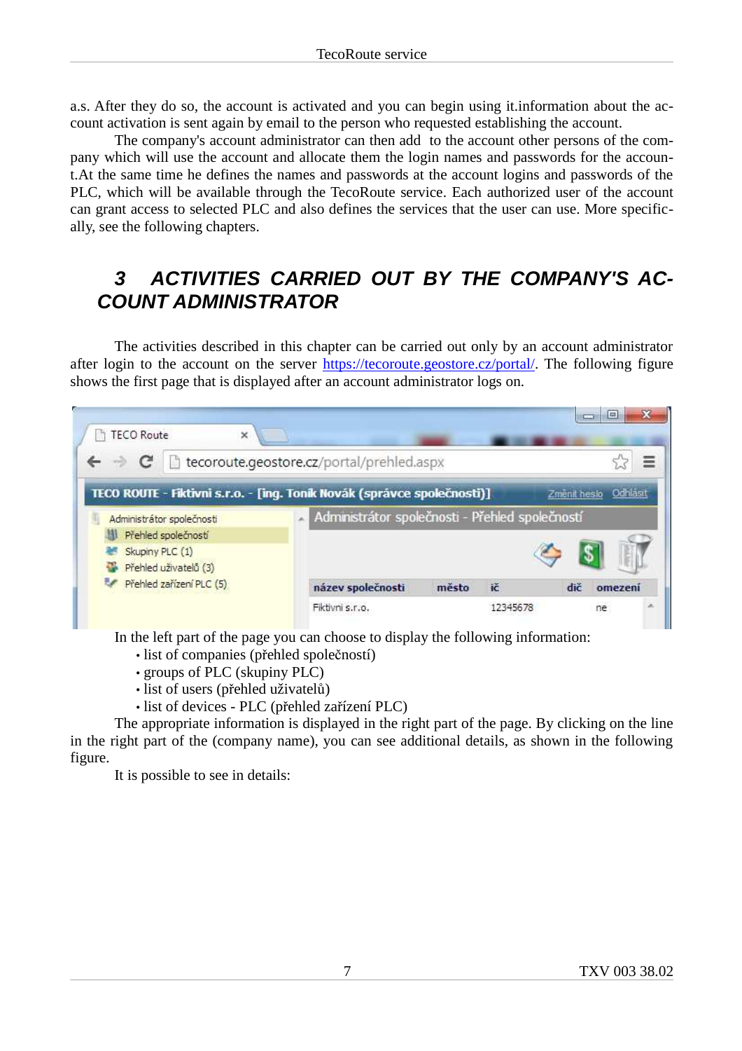a.s. After they do so, the account is activated and you can begin using it.information about the account activation is sent again by email to the person who requested establishing the account.

The company's account administrator can then add  to the account other persons of the company which will use the account and allocate them the login names and passwords for the account.At the same time he defines the names and passwords at the account logins and passwords of the PLC, which will be available through the TecoRoute service. Each authorized user of the account can grant access to selected PLC and also defines the services that the user can use. More specifically, see the following chapters.

## 3 ACTIVITIES CARRIED OUT BY THE COMPANY'S ACCOUNT ADMINISTRATOR

The activities described in this chapter can be carried out only by an account administrator after login to the account on the server https://tecoroute.geostore.cz/portal/. The following figure shows the first page that is displayed after an account administrator logs on.

In the left part of the page you can choose to display the following information:

- list of companies (přehled společností)
- groups of PLC (skupiny PLC)
- list of users (přehled uživatelů)
- list of devices - PLC (přehled zařízení PLC)

The appropriate information is displayed in the right part of the page. By clicking on the line in the right part of the (company name), you can see additional details, as shown in the following figure.

It is possible to see in details: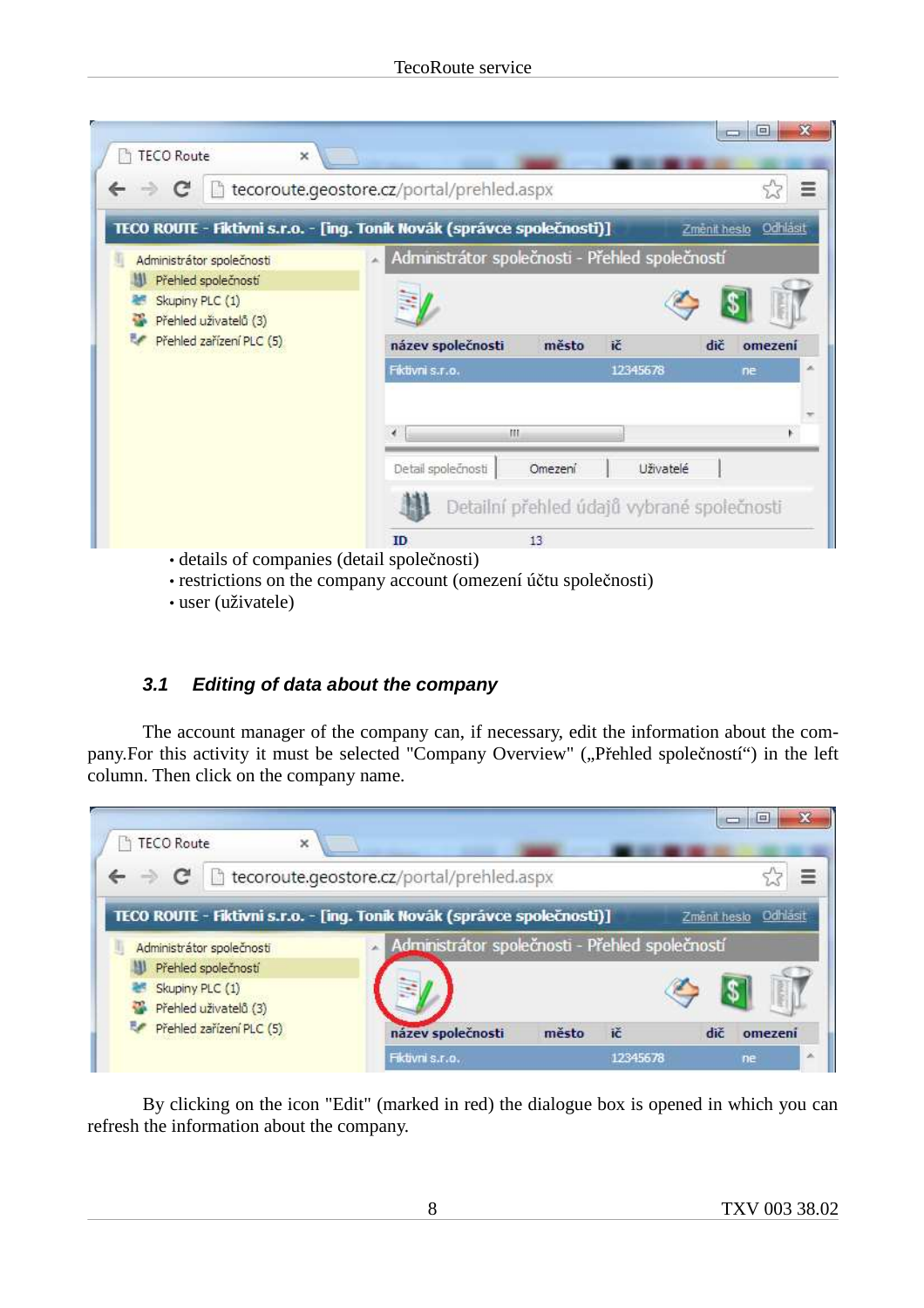- details of companies (detail společnosti)
- restrictions on the company account (omezení účtu společnosti)
- user (uživatele)

### 3.1 *Editing of data about the company*

The account manager of the company can, if necessary, edit the information about the company.For this activity it must be selected "Company Overview" („Přehled společností“) in the left column. Then click on the company name.

By clicking on the icon "Edit" (marked in red) the dialogue box is opened in which you can refresh the information about the company.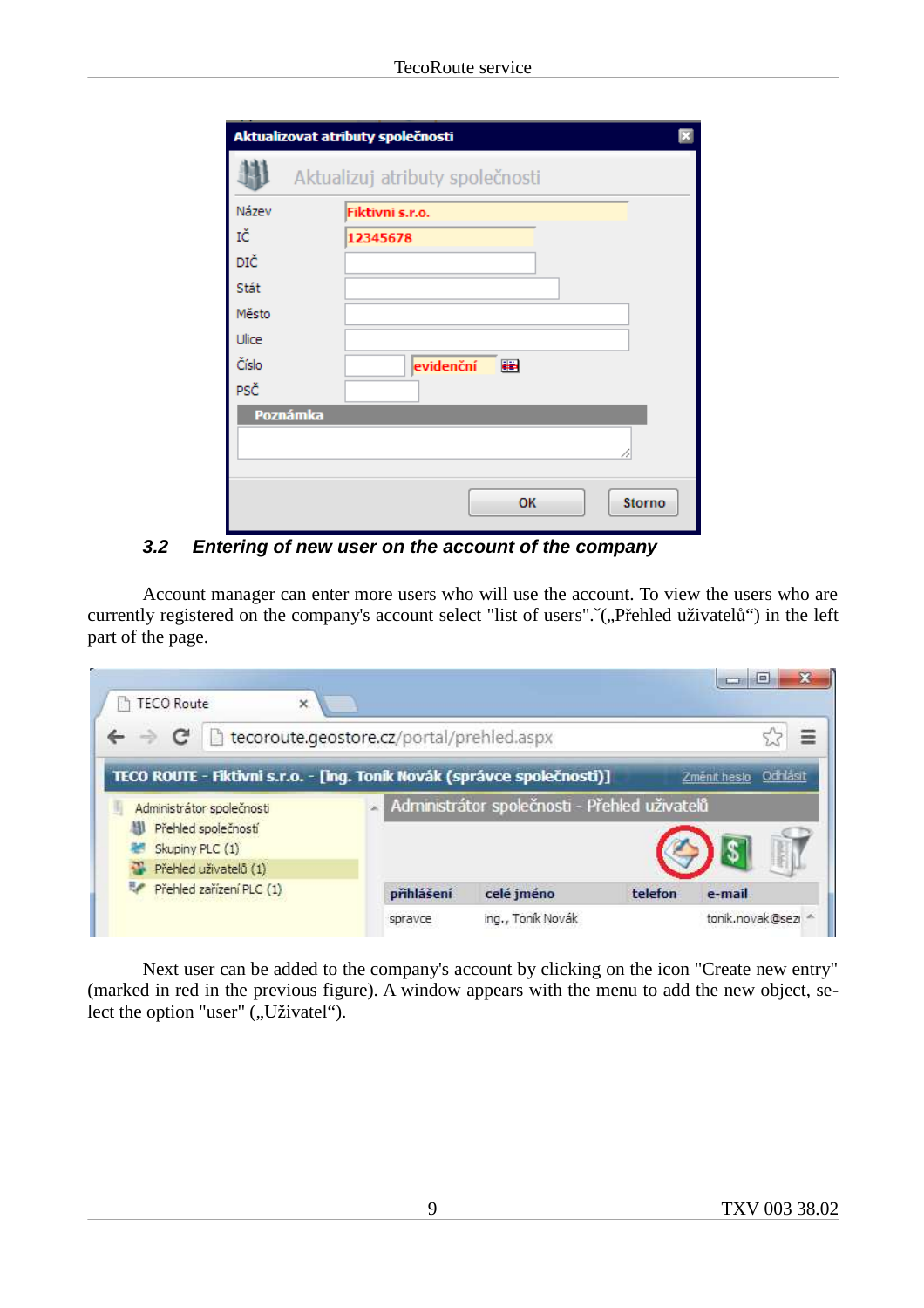### 3.2 Entering of new user on the account of the company

Account manager can enter more users who will use the account. To view the users who are currently registered on the company's account select "list of users".ˇ(„Přehled uživatelů“) in the left part of the page.

Next user can be added to the company's account by clicking on the icon "Create new entry" (marked in red in the previous figure). A window appears with the menu to add the new object, select the option "user" („Uživatel“).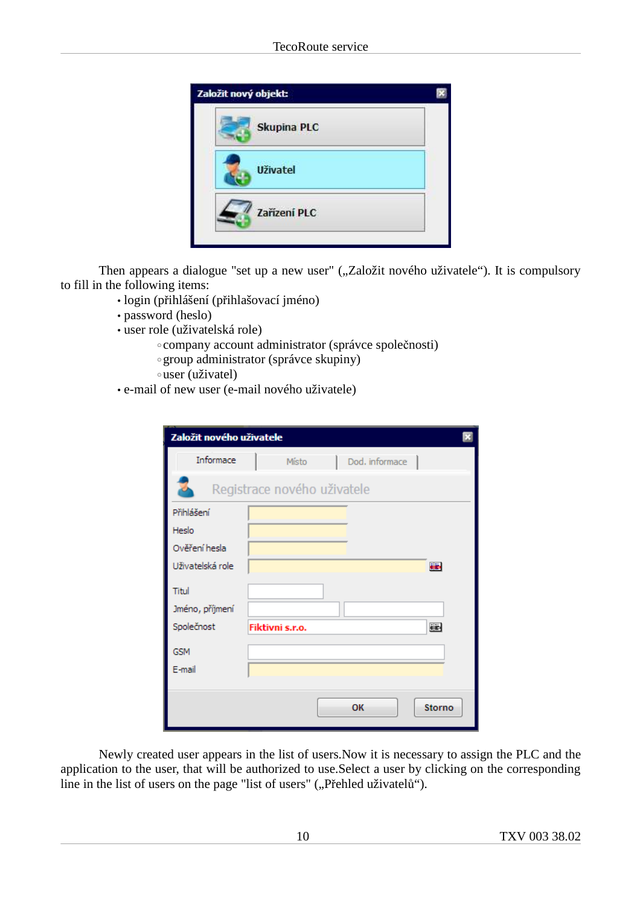Then appears a dialogue "set up a new user" („Založit nového uživatele“). It is compulsory to fill in the following items:

- login (přihlášení (přihlašovací jméno)
- password (heslo)
- user role (uživatelská role)
  - company account administrator (správce společnosti)
  - group administrator (správce skupiny)
  - user (uživatel)
- e-mail of new user (e-mail nového uživatele)

Newly created user appears in the list of users.Now it is necessary to assign the PLC and the application to the user, that will be authorized to use.Select a user by clicking on the corresponding line in the list of users on the page "list of users" („Přehled uživatelů“).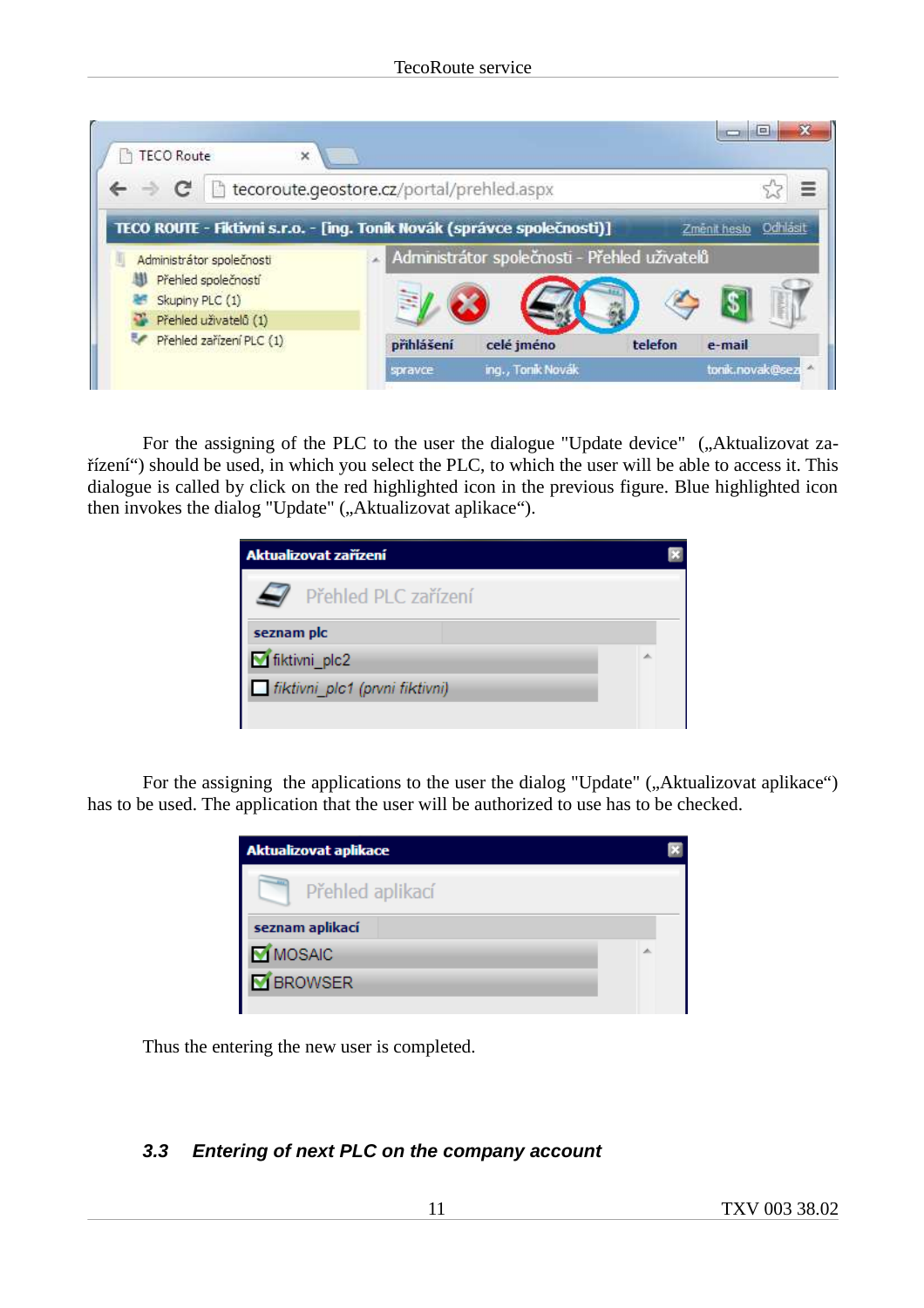For the assigning of the PLC to the user the dialogue "Update device" („Aktualizovat zařízení“) should be used, in which you select the PLC, to which the user will be able to access it. This dialogue is called by click on the red highlighted icon in the previous figure. Blue highlighted icon then invokes the dialog "Update" („Aktualizovat aplikace“).

For the assigning the applications to the user the dialog "Update" („Aktualizovat aplikace“) has to be used. The application that the user will be authorized to use has to be checked.

Thus the entering the new user is completed.

### *3.3 Entering of next PLC on the company account*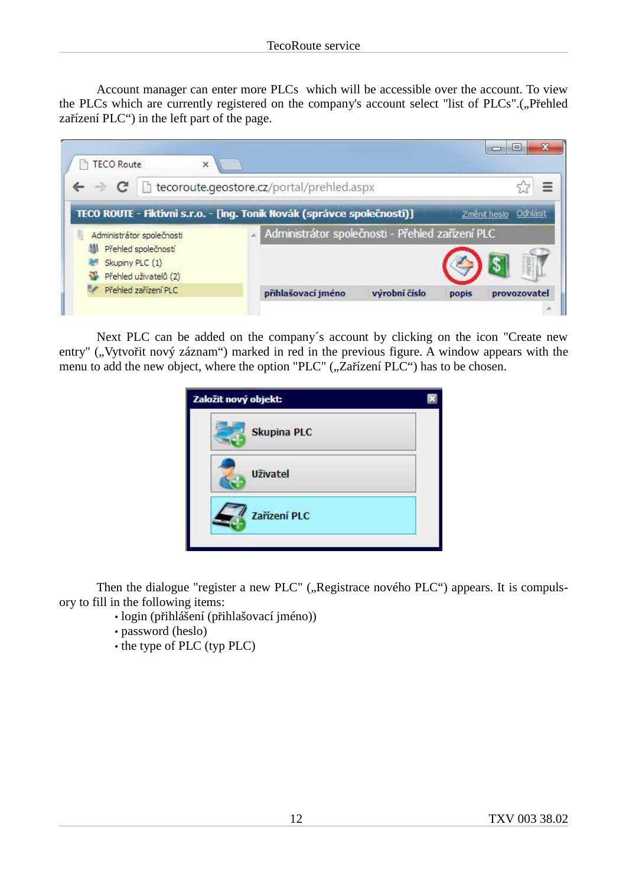Account manager can enter more PLCs which will be accessible over the account. To view the PLCs which are currently registered on the company's account select "list of PLCs".(„Přehled zařízení PLC") in the left part of the page.

Next PLC can be added on the company´s account by clicking on the icon "Create new entry" („Vytvořit nový záznam") marked in red in the previous figure. A window appears with the menu to add the new object, where the option "PLC" („Zařízení PLC") has to be chosen.

Then the dialogue "register a new PLC" („Registrace nového PLC") appears. It is compulsory to fill in the following items:

- login (přihlášení (přihlašovací jméno))
- password (heslo)
- the type of PLC (typ PLC)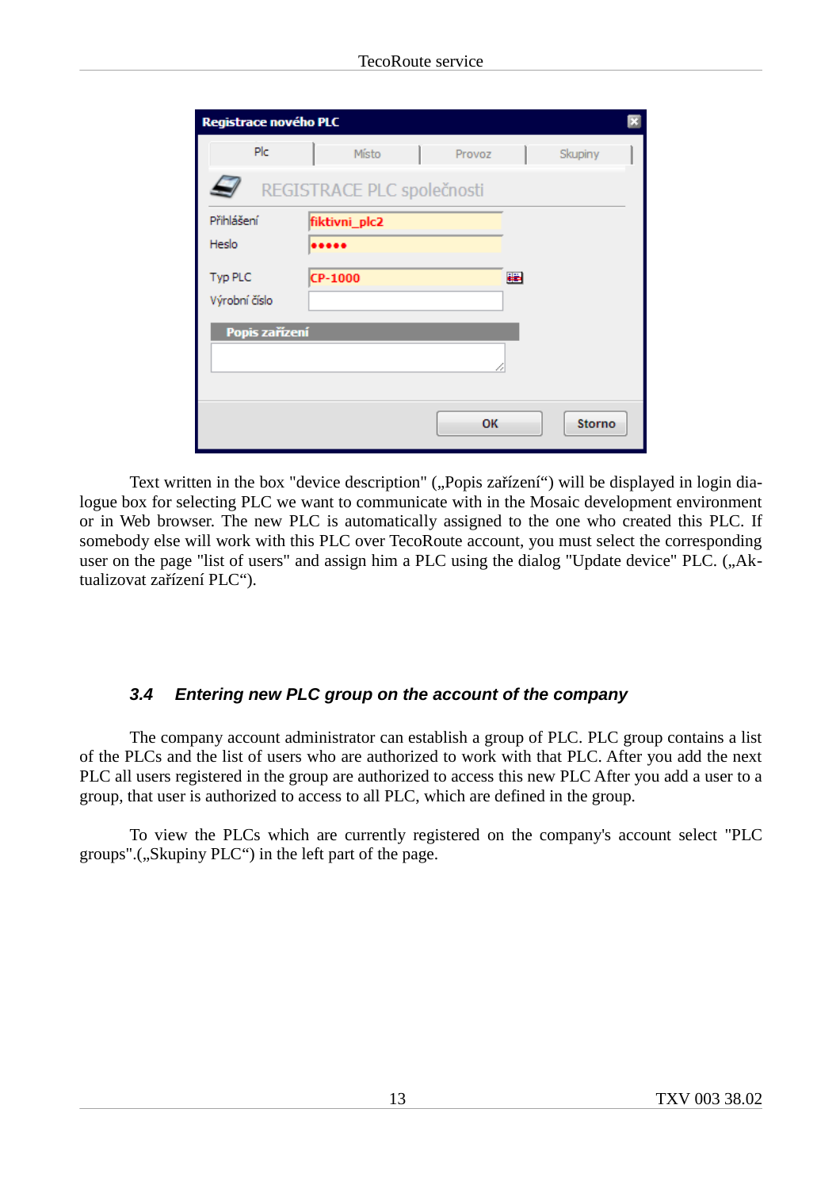Text written in the box "device description" („Popis zařízení“) will be displayed in login dialogue box for selecting PLC we want to communicate with in the Mosaic development environment or in Web browser. The new PLC is automatically assigned to the one who created this PLC. If somebody else will work with this PLC over TecoRoute account, you must select the corresponding user on the page "list of users" and assign him a PLC using the dialog "Update device" PLC. („Aktualizovat zařízení PLC“).

### *3.4 Entering new PLC group on the account of the company*

The company account administrator can establish a group of PLC. PLC group contains a list of the PLCs and the list of users who are authorized to work with that PLC. After you add the next PLC all users registered in the group are authorized to access this new PLC After you add a user to a group, that user is authorized to access to all PLC, which are defined in the group.

To view the PLCs which are currently registered on the company's account select "PLC groups".(„Skupiny PLC“) in the left part of the page.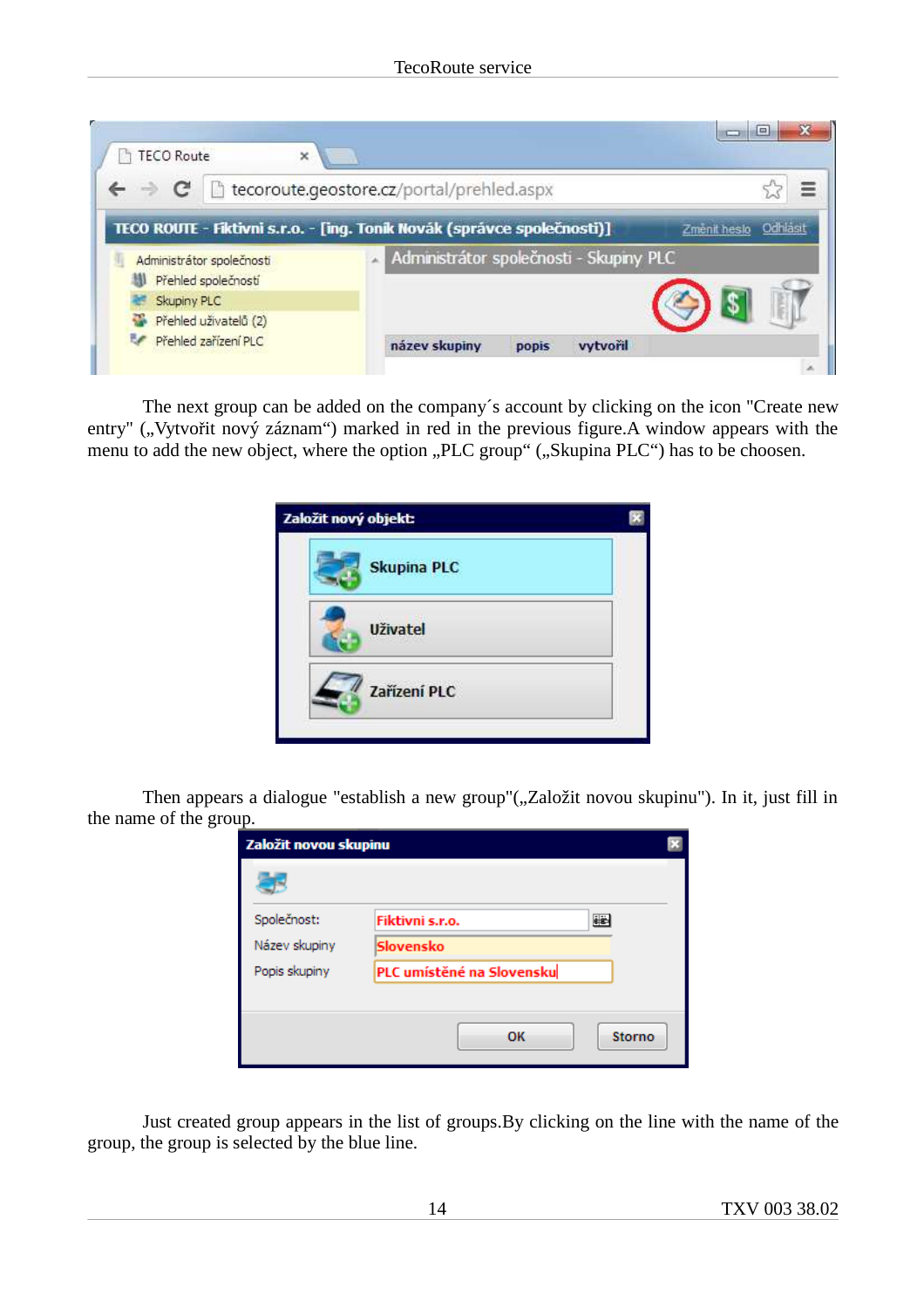The next group can be added on the company´s account by clicking on the icon "Create new entry" („Vytvořit nový záznam“) marked in red in the previous figure.A window appears with the menu to add the new object, where the option „PLC group“ („Skupina PLC“) has to be choosen.

Then appears a dialogue "establish a new group"(„Založit novou skupinu"). In it, just fill in the name of the group.

Just created group appears in the list of groups.By clicking on the line with the name of the group, the group is selected by the blue line.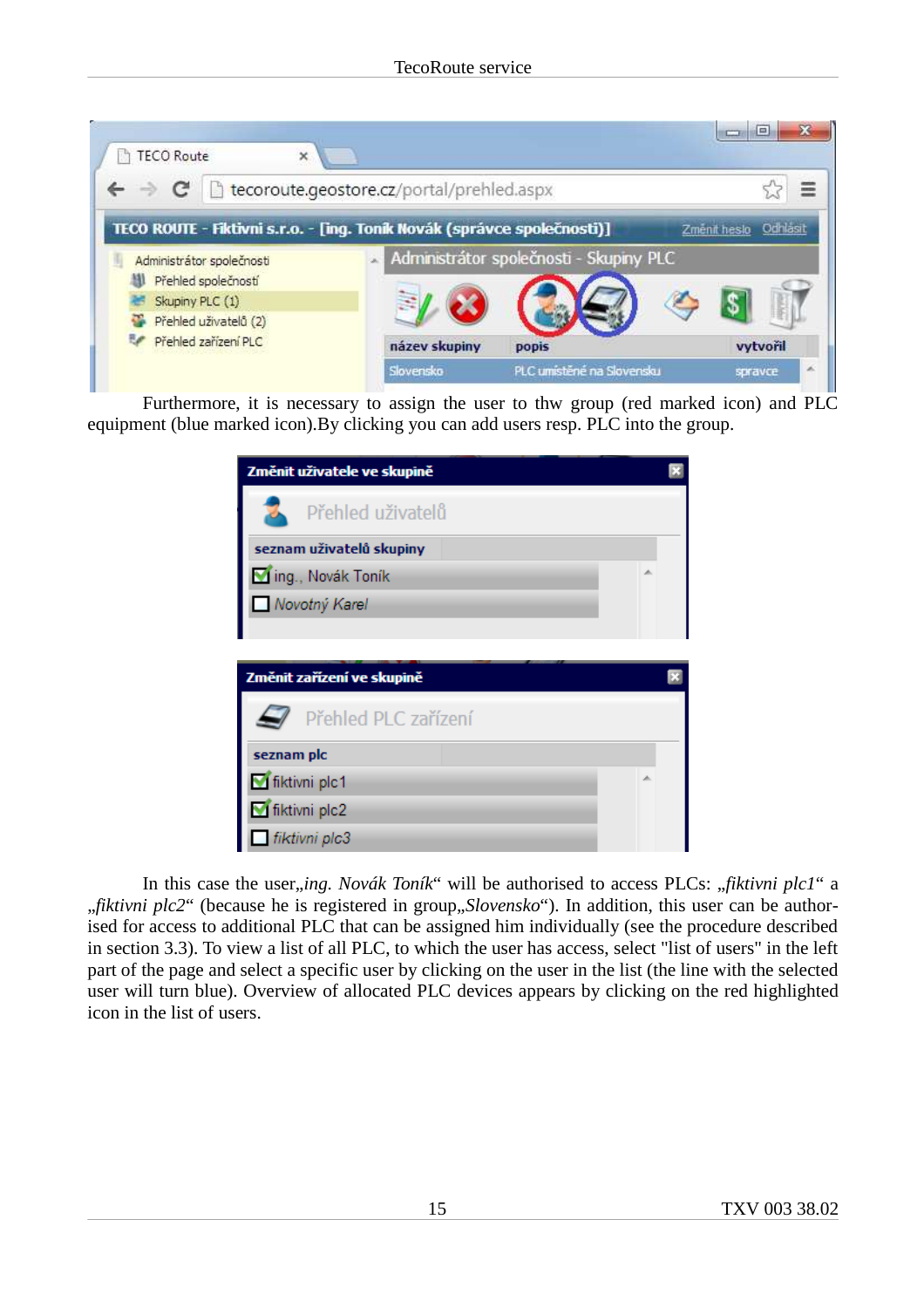Furthermore, it is necessary to assign the user to thw group (red marked icon) and PLC equipment (blue marked icon).By clicking you can add users resp. PLC into the group.

In this case the user„*ing. Novák Toník*“ will be authorised to access PLCs: „*fiktivni plc1*“ a „*fiktivni plc2*“ (because he is registered in group„*Slovensko*“). In addition, this user can be authorised for access to additional PLC that can be assigned him individually (see the procedure described in section 3.3). To view a list of all PLC, to which the user has access, select "list of users" in the left part of the page and select a specific user by clicking on the user in the list (the line with the selected user will turn blue). Overview of allocated PLC devices appears by clicking on the red highlighted icon in the list of users.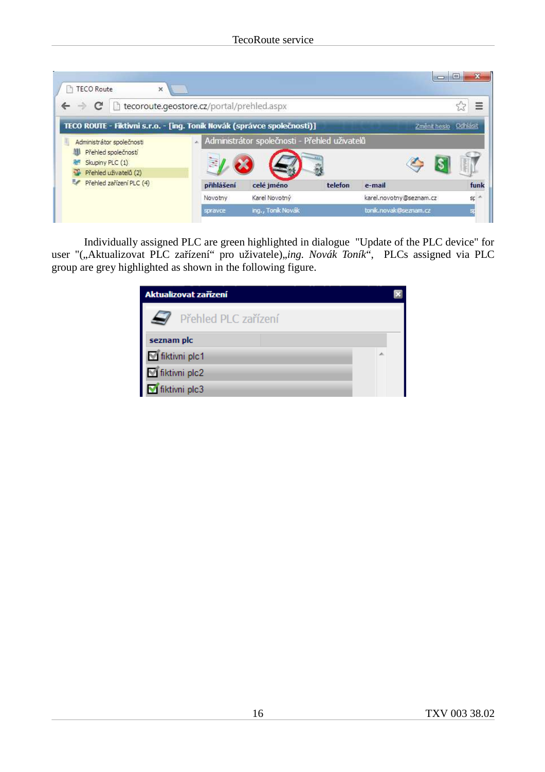Individually assigned PLC are green highlighted in dialogue "Update of the PLC device" for user "(„Aktualizovat PLC zařízení“ pro uživatele)„*ing. Novák Toník*“, PLCs assigned via PLC group are grey highlighted as shown in the following figure.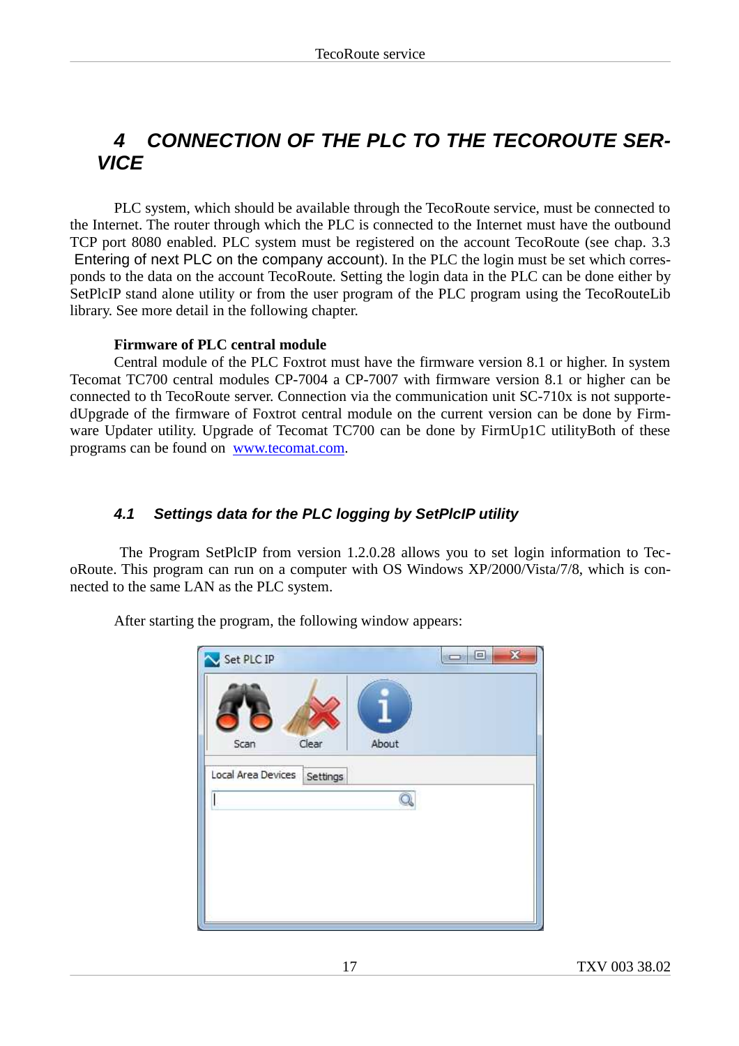# 4 CONNECTION OF THE PLC TO THE TECOROUTE SERVICE

PLC system, which should be available through the TecoRoute service, must be connected to the Internet. The router through which the PLC is connected to the Internet must have the outbound TCP port 8080 enabled. PLC system must be registered on the account TecoRoute (see chap. 3.3 Entering of next PLC on the company account). In the PLC the login must be set which corresponds to the data on the account TecoRoute. Setting the login data in the PLC can be done either by SetPlcIP stand alone utility or from the user program of the PLC program using the TecoRouteLib library. See more detail in the following chapter.

**Firmware of PLC central module**

Central module of the PLC Foxtrot must have the firmware version 8.1 or higher. In system Tecomat TC700 central modules CP-7004 a CP-7007 with firmware version 8.1 or higher can be connected to th TecoRoute server. Connection via the communication unit SC-710x is not supporte-dUpgrade of the firmware of Foxtrot central module on the current version can be done by Firmware Updater utility. Upgrade of Tecomat TC700 can be done by FirmUp1C utilityBoth of these programs can be found on [www.tecomat.com](www.tecomat.com).

## 4.1 Settings data for the PLC logging by SetPlcIP utility

The Program SetPlcIP from version 1.2.0.28 allows you to set login information to TecoRoute. This program can run on a computer with OS Windows XP/2000/Vista/7/8, which is connected to the same LAN as the PLC system.

After starting the program, the following window appears: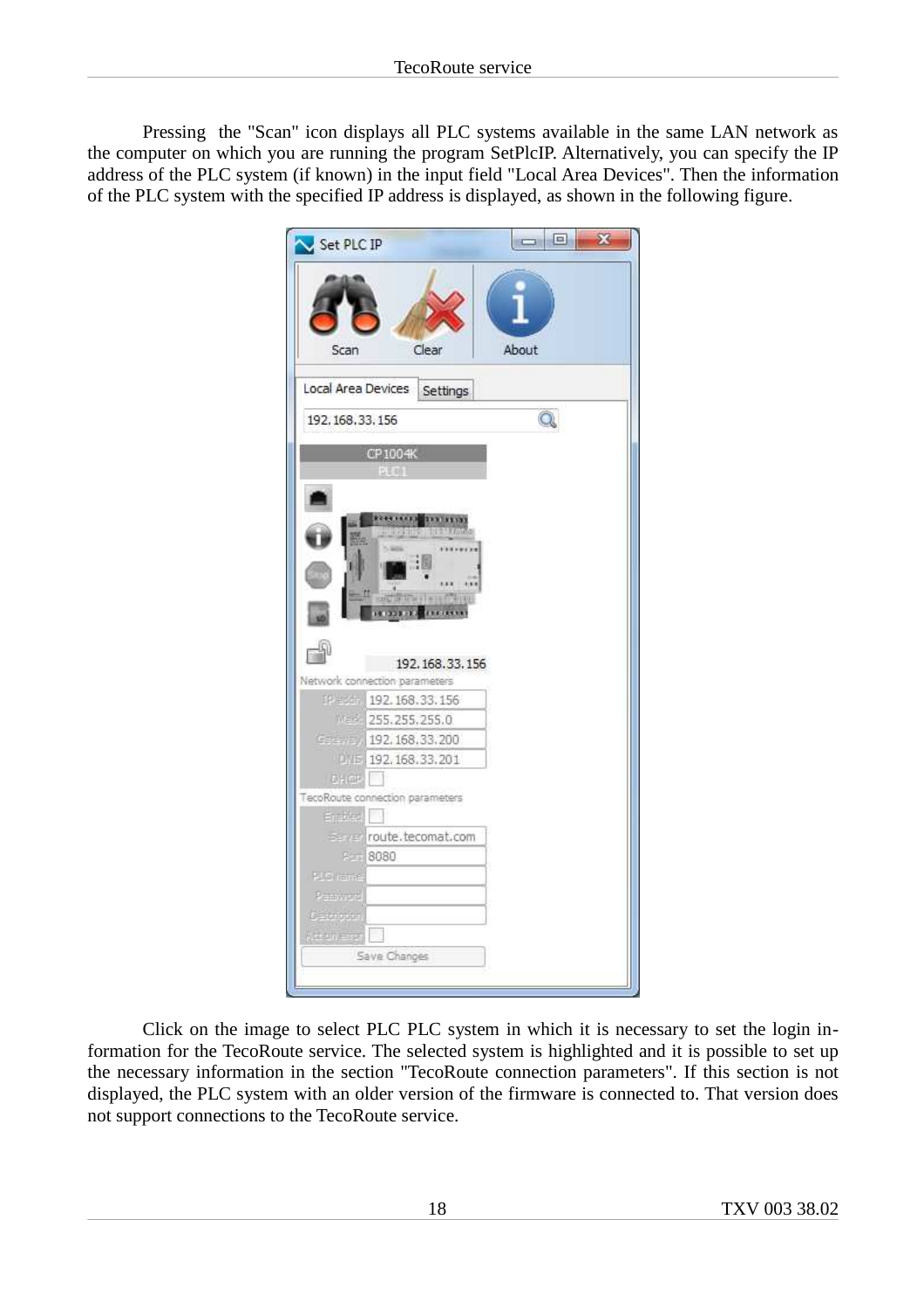Pressing the "Scan" icon displays all PLC systems available in the same LAN network as the computer on which you are running the program SetPlcIP. Alternatively, you can specify the IP address of the PLC system (if known) in the input field "Local Area Devices". Then the information of the PLC system with the specified IP address is displayed, as shown in the following figure.

Click on the image to select PLC PLC system in which it is necessary to set the login information for the TecoRoute service. The selected system is highlighted and it is possible to set up the necessary information in the section "TecoRoute connection parameters". If this section is not displayed, the PLC system with an older version of the firmware is connected to. That version does not support connections to the TecoRoute service.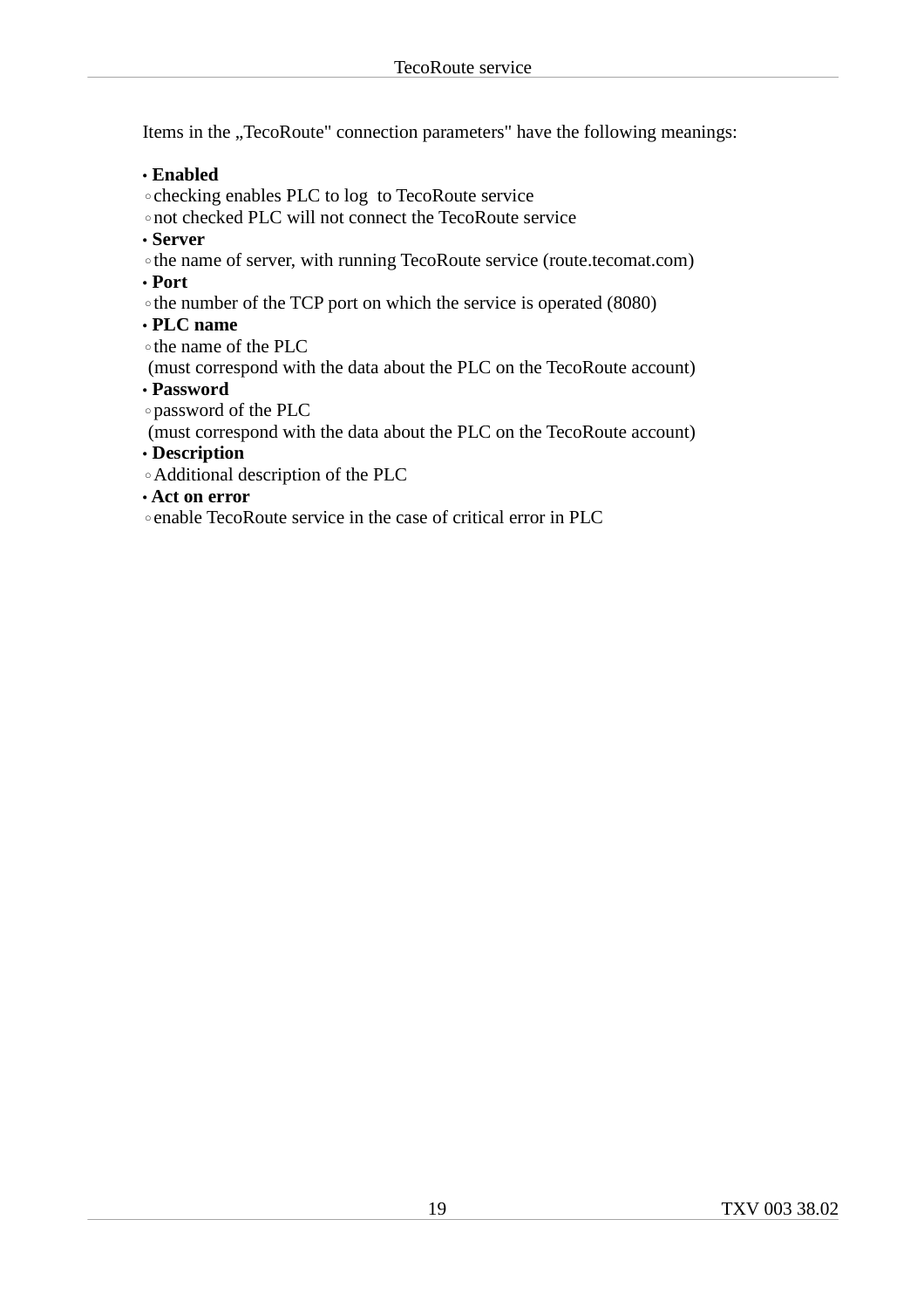Items in the „TecoRoute" connection parameters" have the following meanings:

- **Enabled**
  - checking enables PLC to log  to TecoRoute service
  - not checked PLC will not connect the TecoRoute service
- **Server**
  - the name of server, with running TecoRoute service (route.tecomat.com)
- **Port**
  - the number of the TCP port on which the service is operated (8080)
- **PLC name**
  - the name of the PLC
    (must correspond with the data about the PLC on the TecoRoute account)
- **Password**
  - password of the PLC
    (must correspond with the data about the PLC on the TecoRoute account)
- **Description**
  - Additional description of the PLC
- **Act on error**
  - enable TecoRoute service in the case of critical error in PLC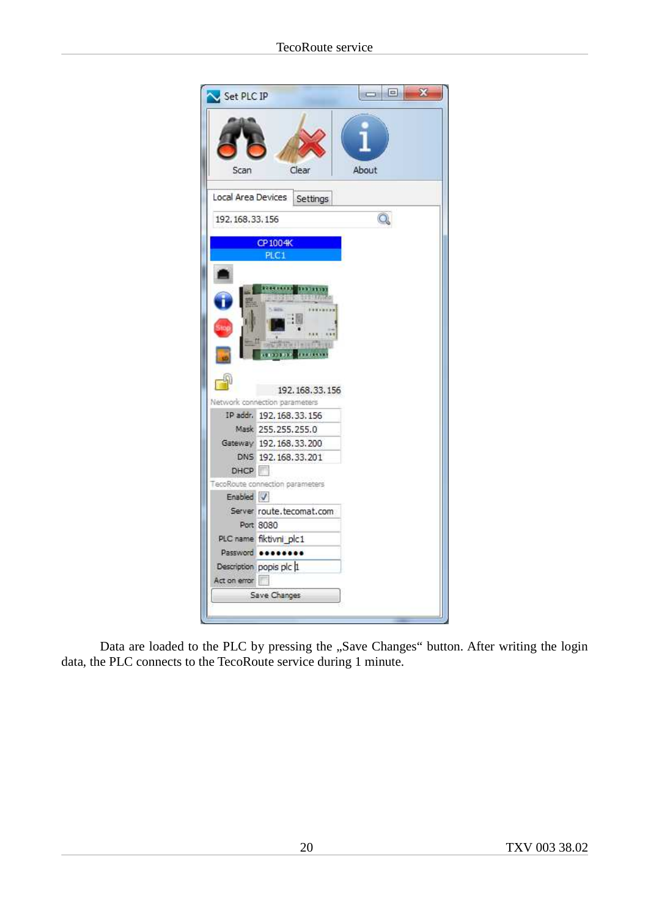Data are loaded to the PLC by pressing the „Save Changes“ button. After writing the login data, the PLC connects to the TecoRoute service during 1 minute.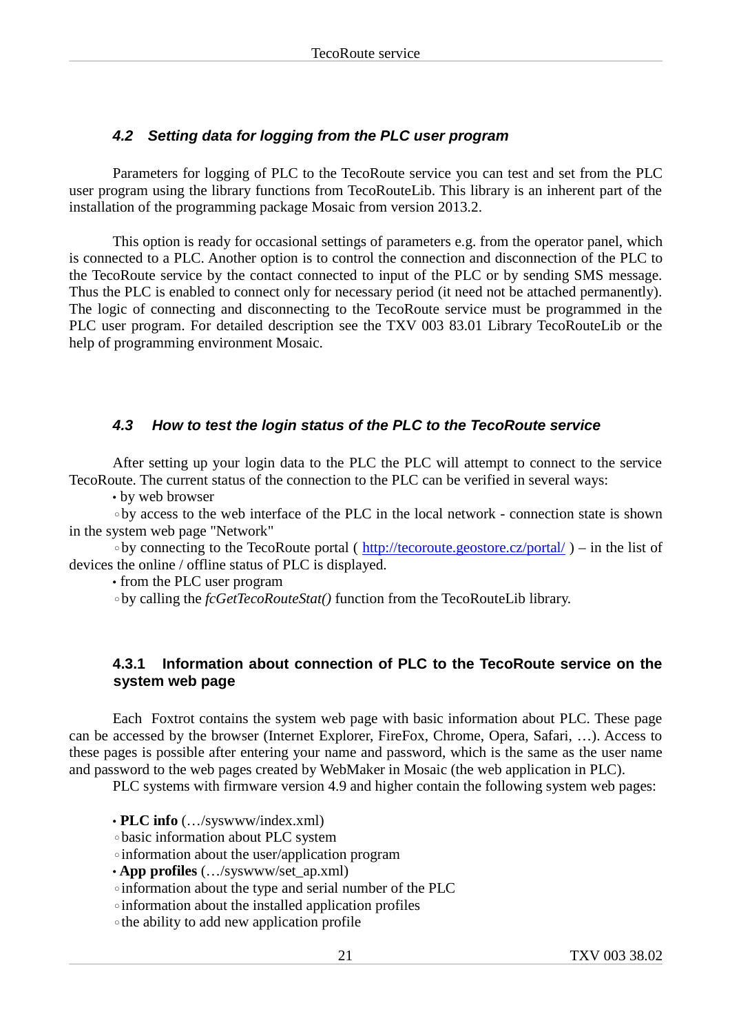### 4.2 Setting data for logging from the PLC user program

Parameters for logging of PLC to the TecoRoute service you can test and set from the PLC user program using the library functions from TecoRouteLib. This library is an inherent part of the installation of the programming package Mosaic from version 2013.2.

This option is ready for occasional settings of parameters e.g. from the operator panel, which is connected to a PLC. Another option is to control the connection and disconnection of the PLC to the TecoRoute service by the contact connected to input of the PLC or by sending SMS message. Thus the PLC is enabled to connect only for necessary period (it need not be attached permanently). The logic of connecting and disconnecting to the TecoRoute service must be programmed in the PLC user program. For detailed description see the TXV 003 83.01 Library TecoRouteLib or the help of programming environment Mosaic.

### 4.3 How to test the login status of the PLC to the TecoRoute service

After setting up your login data to the PLC the PLC will attempt to connect to the service TecoRoute. The current status of the connection to the PLC can be verified in several ways:

- by web browser
  - by access to the web interface of the PLC in the local network - connection state is shown in the system web page "Network"
  - by connecting to the TecoRoute portal ( http://tecoroute.geostore.cz/portal/ ) – in the list of devices the online / offline status of PLC is displayed.
- from the PLC user program
  - by calling the *fcGetTecoRouteStat()* function from the TecoRouteLib library.

#### 4.3.1 Information about connection of PLC to the TecoRoute service on the system web page

Each Foxtrot contains the system web page with basic information about PLC. These page can be accessed by the browser (Internet Explorer, FireFox, Chrome, Opera, Safari, …). Access to these pages is possible after entering your name and password, which is the same as the user name and password to the web pages created by WebMaker in Mosaic (the web application in PLC).

PLC systems with firmware version 4.9 and higher contain the following system web pages:

- **PLC info** (…/syswww/index.xml)
  - basic information about PLC system
  - information about the user/application program
- **App profiles** (…/syswww/set_ap.xml)
  - information about the type and serial number of the PLC
  - information about the installed application profiles
  - the ability to add new application profile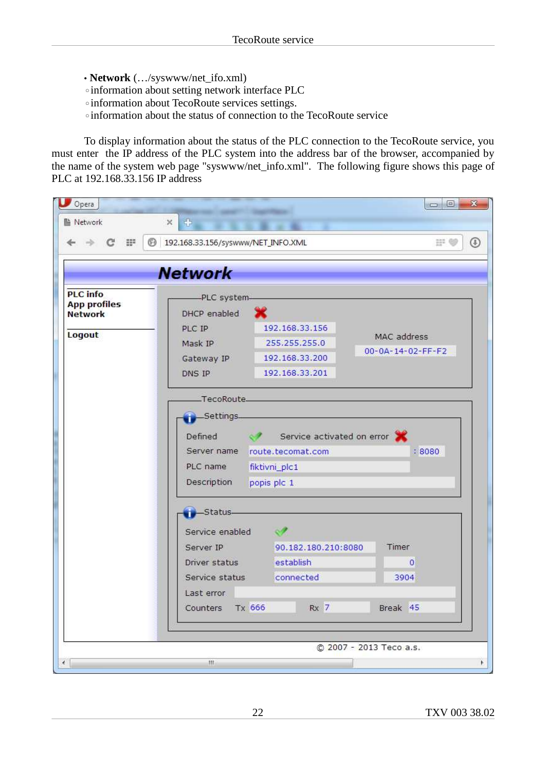- **Network** (…/syswww/net_ifo.xml)
  - information about setting network interface PLC
  - information about TecoRoute services settings.
  - information about the status of connection to the TecoRoute service

To display information about the status of the PLC connection to the TecoRoute service, you must enter the IP address of the PLC system into the address bar of the browser, accompanied by the name of the system web page "syswww/net_info.xml". The following figure shows this page of PLC at 192.168.33.156 IP address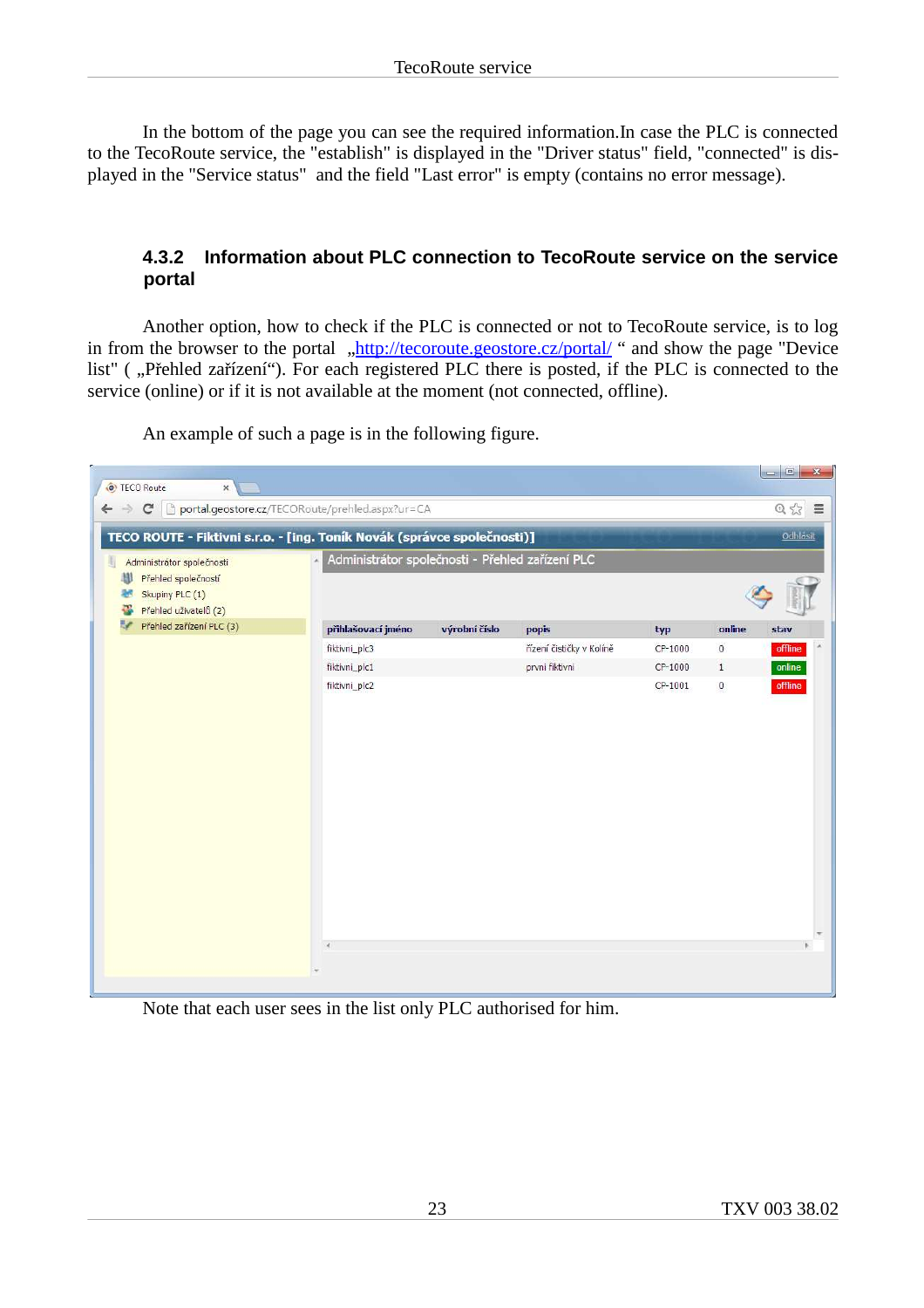In the bottom of the page you can see the required information.In case the PLC is connected to the TecoRoute service, the "establish" is displayed in the "Driver status" field, "connected" is displayed in the "Service status" and the field "Last error" is empty (contains no error message).

### 4.3.2 Information about PLC connection to TecoRoute service on the service portal

Another option, how to check if the PLC is connected or not to TecoRoute service, is to log in from the browser to the portal „http://tecoroute.geostore.cz/portal/ " and show the page "Device list" ( „Přehled zařízení"). For each registered PLC there is posted, if the PLC is connected to the service (online) or if it is not available at the moment (not connected, offline).

An example of such a page is in the following figure.

Note that each user sees in the list only PLC authorised for him.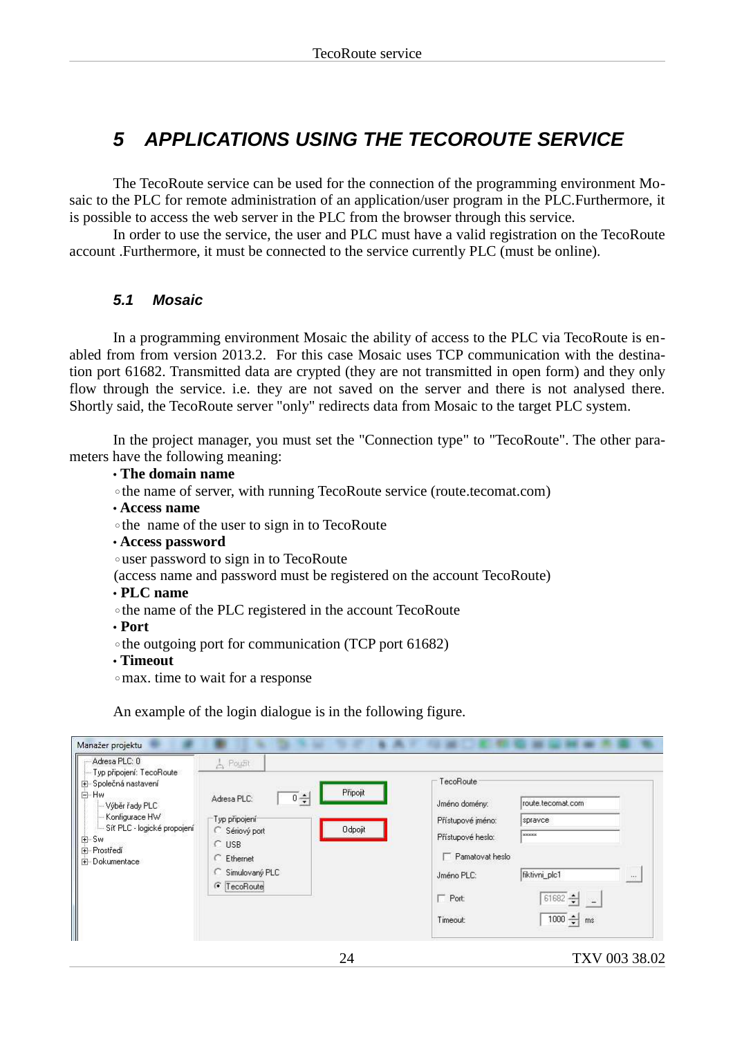# 5 APPLICATIONS USING THE TECOROUTE SERVICE

The TecoRoute service can be used for the connection of the programming environment Mosaic to the PLC for remote administration of an application/user program in the PLC.Furthermore, it is possible to access the web server in the PLC from the browser through this service.

In order to use the service, the user and PLC must have a valid registration on the TecoRoute account .Furthermore, it must be connected to the service currently PLC (must be online).

## 5.1 Mosaic

In a programming environment Mosaic the ability of access to the PLC via TecoRoute is enabled from from version 2013.2. For this case Mosaic uses TCP communication with the destination port 61682. Transmitted data are crypted (they are not transmitted in open form) and they only flow through the service. i.e. they are not saved on the server and there is not analysed there. Shortly said, the TecoRoute server "only" redirects data from Mosaic to the target PLC system.

In the project manager, you must set the "Connection type" to "TecoRoute". The other parameters have the following meaning:

- **The domain name**
  - the name of server, with running TecoRoute service (route.tecomat.com)
- **Access name**
  - the name of the user to sign in to TecoRoute
- **Access password**
  - user password to sign in to TecoRoute

  (access name and password must be registered on the account TecoRoute)
- **PLC name**
  - the name of the PLC registered in the account TecoRoute
- **Port**
  - the outgoing port for communication (TCP port 61682)
- **Timeout**
  - max. time to wait for a response

An example of the login dialogue is in the following figure.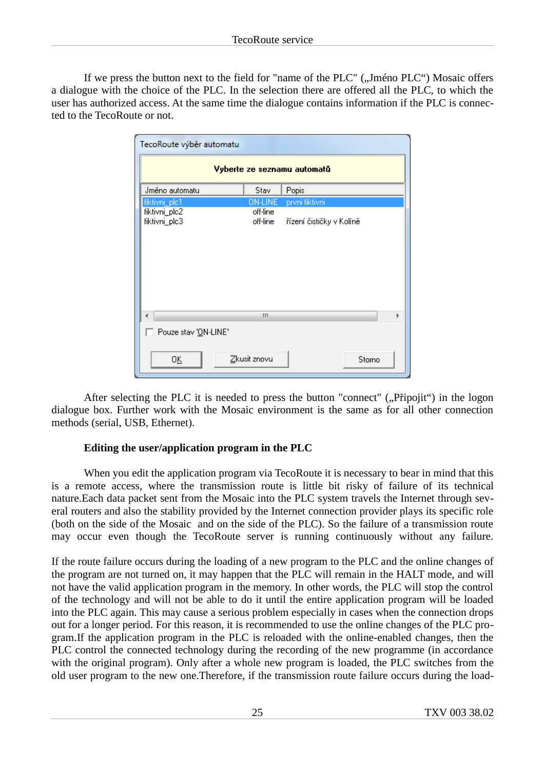If we press the button next to the field for "name of the PLC" („Jméno PLC") Mosaic offers a dialogue with the choice of the PLC. In the selection there are offered all the PLC, to which the user has authorized access. At the same time the dialogue contains information if the PLC is connected to the TecoRoute or not.

After selecting the PLC it is needed to press the button "connect" („Připojit") in the logon dialogue box. Further work with the Mosaic environment is the same as for all other connection methods (serial, USB, Ethernet).

### Editing the user/application program in the PLC

When you edit the application program via TecoRoute it is necessary to bear in mind that this is a remote access, where the transmission route is little bit risky of failure of its technical nature.Each data packet sent from the Mosaic into the PLC system travels the Internet through several routers and also the stability provided by the Internet connection provider plays its specific role (both on the side of the Mosaic and on the side of the PLC). So the failure of a transmission route may occur even though the TecoRoute server is running continuously without any failure.

If the route failure occurs during the loading of a new program to the PLC and the online changes of the program are not turned on, it may happen that the PLC will remain in the HALT mode, and will not have the valid application program in the memory. In other words, the PLC will stop the control of the technology and will not be able to do it until the entire application program will be loaded into the PLC again. This may cause a serious problem especially in cases when the connection drops out for a longer period. For this reason, it is recommended to use the online changes of the PLC program.If the application program in the PLC is reloaded with the online-enabled changes, then the PLC control the connected technology during the recording of the new programme (in accordance with the original program). Only after a whole new program is loaded, the PLC switches from the old user program to the new one.Therefore, if the transmission route failure occurs during the load-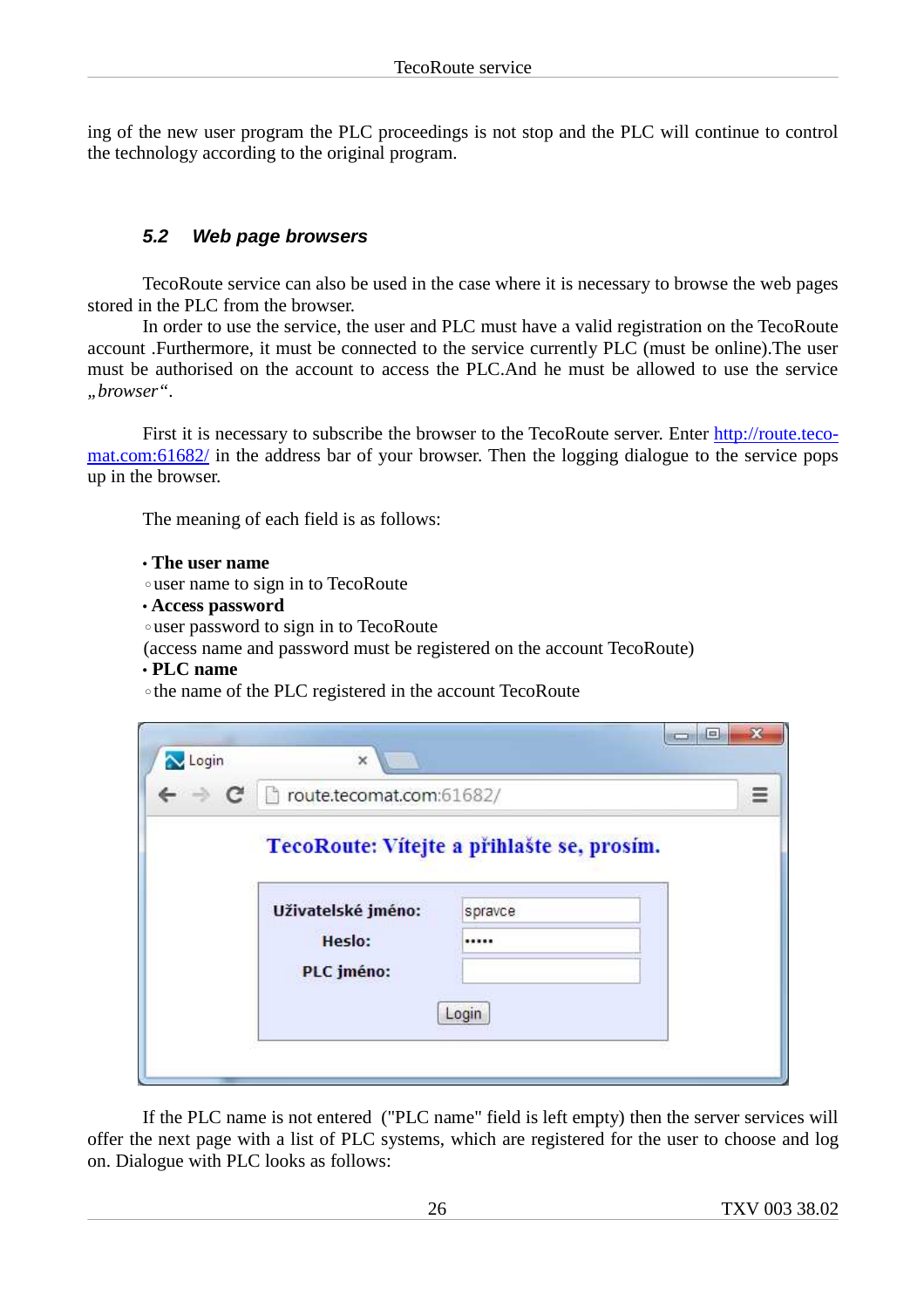ing of the new user program the PLC proceedings is not stop and the PLC will continue to control the technology according to the original program.

### *5.2 Web page browsers*

TecoRoute service can also be used in the case where it is necessary to browse the web pages stored in the PLC from the browser.

In order to use the service, the user and PLC must have a valid registration on the TecoRoute account .Furthermore, it must be connected to the service currently PLC (must be online).The user must be authorised on the account to access the PLC.And he must be allowed to use the service *„browser“*.

First it is necessary to subscribe the browser to the TecoRoute server. Enter http://route.tecomat.com:61682/ in the address bar of your browser. Then the logging dialogue to the service pops up in the browser.

The meaning of each field is as follows:

- **The user name**
  - user name to sign in to TecoRoute
- **Access password**
  - user password to sign in to TecoRoute

  (access name and password must be registered on the account TecoRoute)
- **PLC name**
  - the name of the PLC registered in the account TecoRoute

If the PLC name is not entered ("PLC name" field is left empty) then the server services will offer the next page with a list of PLC systems, which are registered for the user to choose and log on. Dialogue with PLC looks as follows: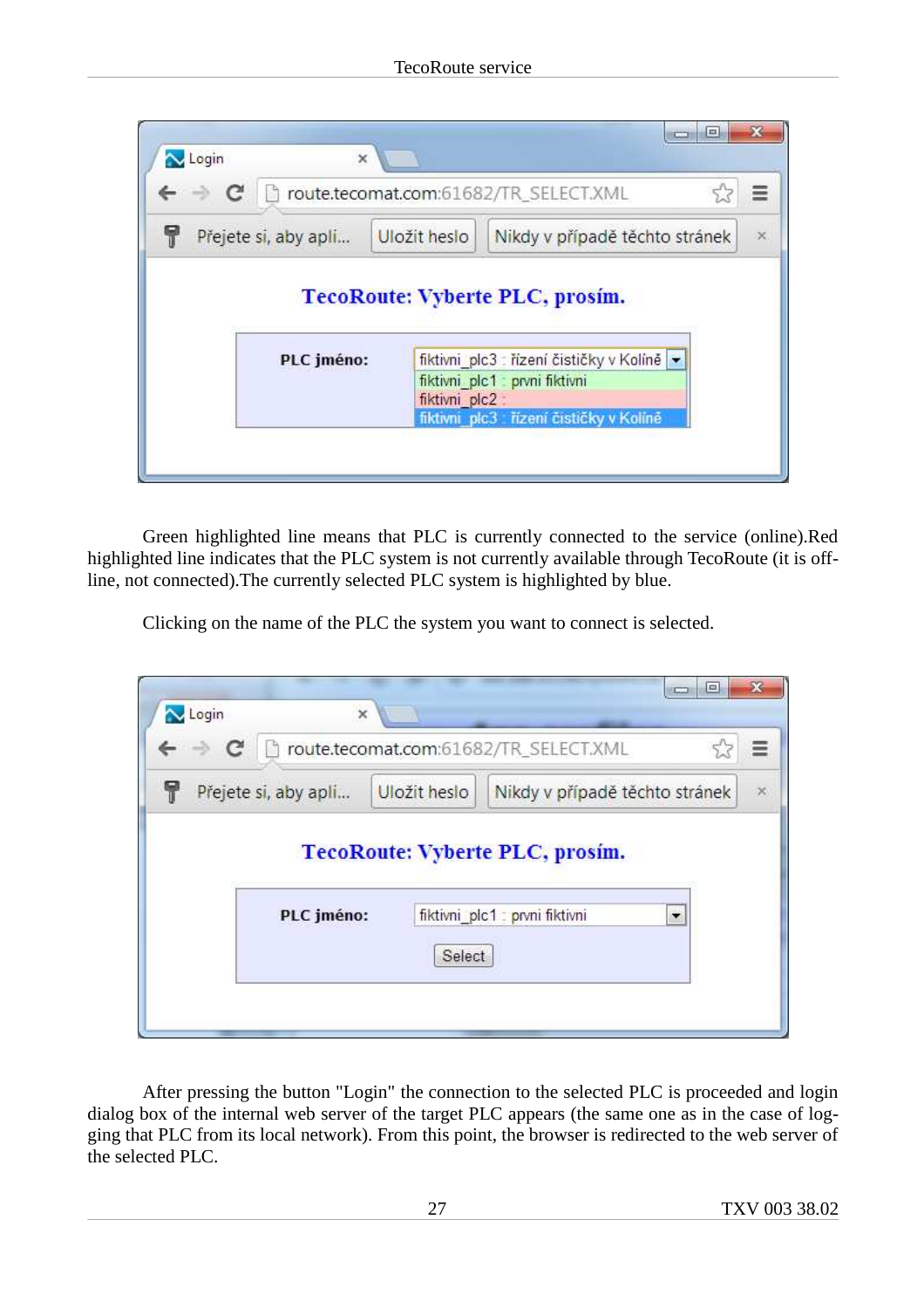Green highlighted line means that PLC is currently connected to the service (online).Red highlighted line indicates that the PLC system is not currently available through TecoRoute (it is off-line, not connected).The currently selected PLC system is highlighted by blue.

Clicking on the name of the PLC the system you want to connect is selected.

After pressing the button "Login" the connection to the selected PLC is proceeded and login dialog box of the internal web server of the target PLC appears (the same one as in the case of logging that PLC from its local network). From this point, the browser is redirected to the web server of the selected PLC.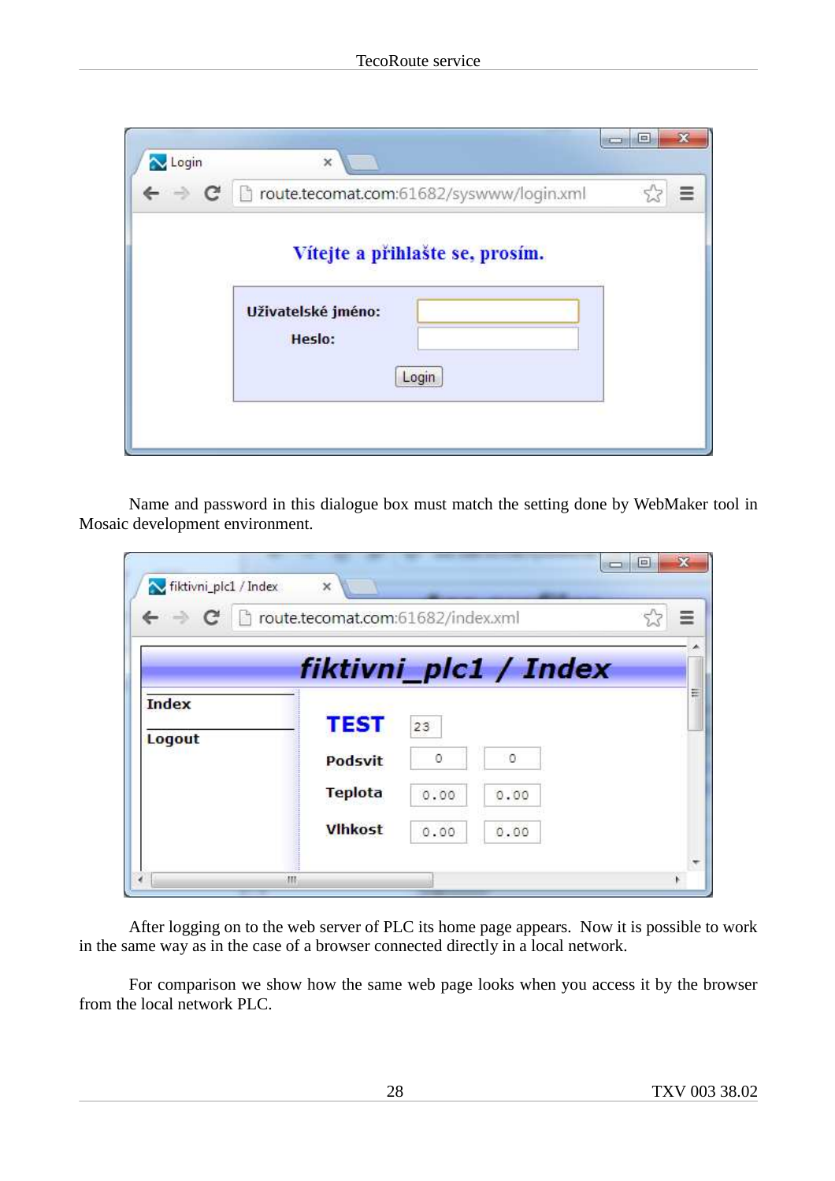Name and password in this dialogue box must match the setting done by WebMaker tool in Mosaic development environment.

After logging on to the web server of PLC its home page appears. Now it is possible to work in the same way as in the case of a browser connected directly in a local network.

For comparison we show how the same web page looks when you access it by the browser from the local network PLC.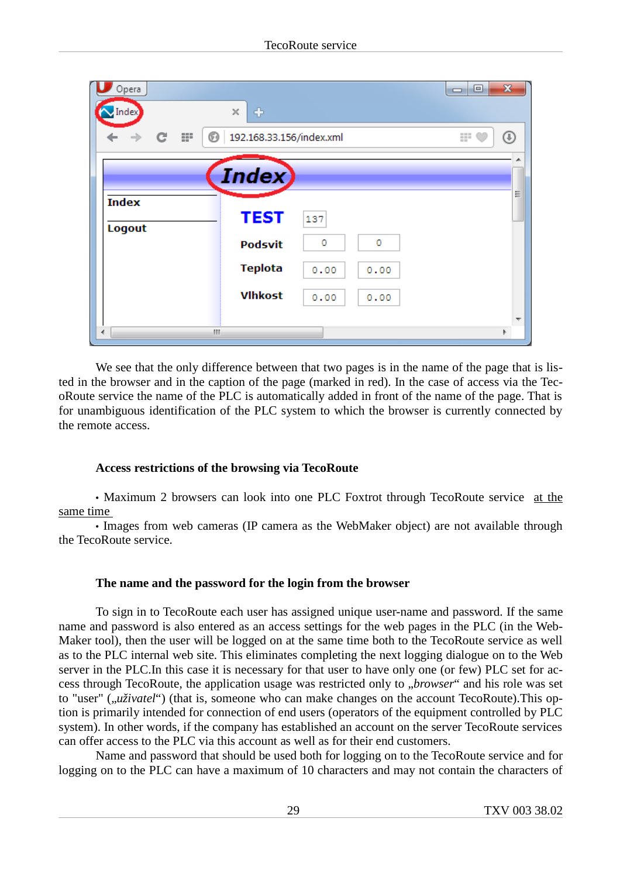We see that the only difference between that two pages is in the name of the page that is listed in the browser and in the caption of the page (marked in red). In the case of access via the TecoRoute service the name of the PLC is automatically added in front of the name of the page. That is for unambiguous identification of the PLC system to which the browser is currently connected by the remote access.

### Access restrictions of the browsing via TecoRoute

- Maximum 2 browsers can look into one PLC Foxtrot through TecoRoute service at the same time
- Images from web cameras (IP camera as the WebMaker object) are not available through the TecoRoute service.

### The name and the password for the login from the browser

To sign in to TecoRoute each user has assigned unique user-name and password. If the same name and password is also entered as an access settings for the web pages in the PLC (in the WebMaker tool), then the user will be logged on at the same time both to the TecoRoute service as well as to the PLC internal web site. This eliminates completing the next logging dialogue on to the Web server in the PLC.In this case it is necessary for that user to have only one (or few) PLC set for access through TecoRoute, the application usage was restricted only to „*browser*“ and his role was set to "user" („*uživatel*“) (that is, someone who can make changes on the account TecoRoute).This option is primarily intended for connection of end users (operators of the equipment controlled by PLC system). In other words, if the company has established an account on the server TecoRoute services can offer access to the PLC via this account as well as for their end customers.

Name and password that should be used both for logging on to the TecoRoute service and for logging on to the PLC can have a maximum of 10 characters and may not contain the characters of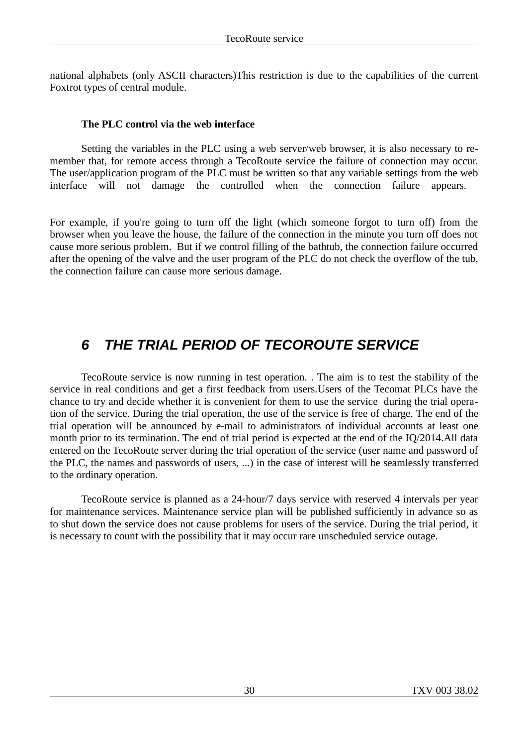national alphabets (only ASCII characters)This restriction is due to the capabilities of the current Foxtrot types of central module.

**The PLC control via the web interface**

Setting the variables in the PLC using a web server/web browser, it is also necessary to remember that, for remote access through a TecoRoute service the failure of connection may occur. The user/application program of the PLC must be written so that any variable settings from the web interface will not damage the controlled when the connection failure appears.

For example, if you're going to turn off the light (which someone forgot to turn off) from the browser when you leave the house, the failure of the connection in the minute you turn off does not cause more serious problem.  But if we control filling of the bathtub, the connection failure occurred after the opening of the valve and the user program of the PLC do not check the overflow of the tub, the connection failure can cause more serious damage.

# *6 THE TRIAL PERIOD OF TECOROUTE SERVICE*

TecoRoute service is now running in test operation. . The aim is to test the stability of the service in real conditions and get a first feedback from users.Users of the Tecomat PLCs have the chance to try and decide whether it is convenient for them to use the service  during the trial operation of the service. During the trial operation, the use of the service is free of charge. The end of the trial operation will be announced by e-mail to administrators of individual accounts at least one month prior to its termination. The end of trial period is expected at the end of the IQ/2014.All data entered on the TecoRoute server during the trial operation of the service (user name and password of the PLC, the names and passwords of users, ...) in the case of interest will be seamlessly transferred to the ordinary operation.

TecoRoute service is planned as a 24-hour/7 days service with reserved 4 intervals per year for maintenance services. Maintenance service plan will be published sufficiently in advance so as to shut down the service does not cause problems for users of the service. During the trial period, it is necessary to count with the possibility that it may occur rare unscheduled service outage.